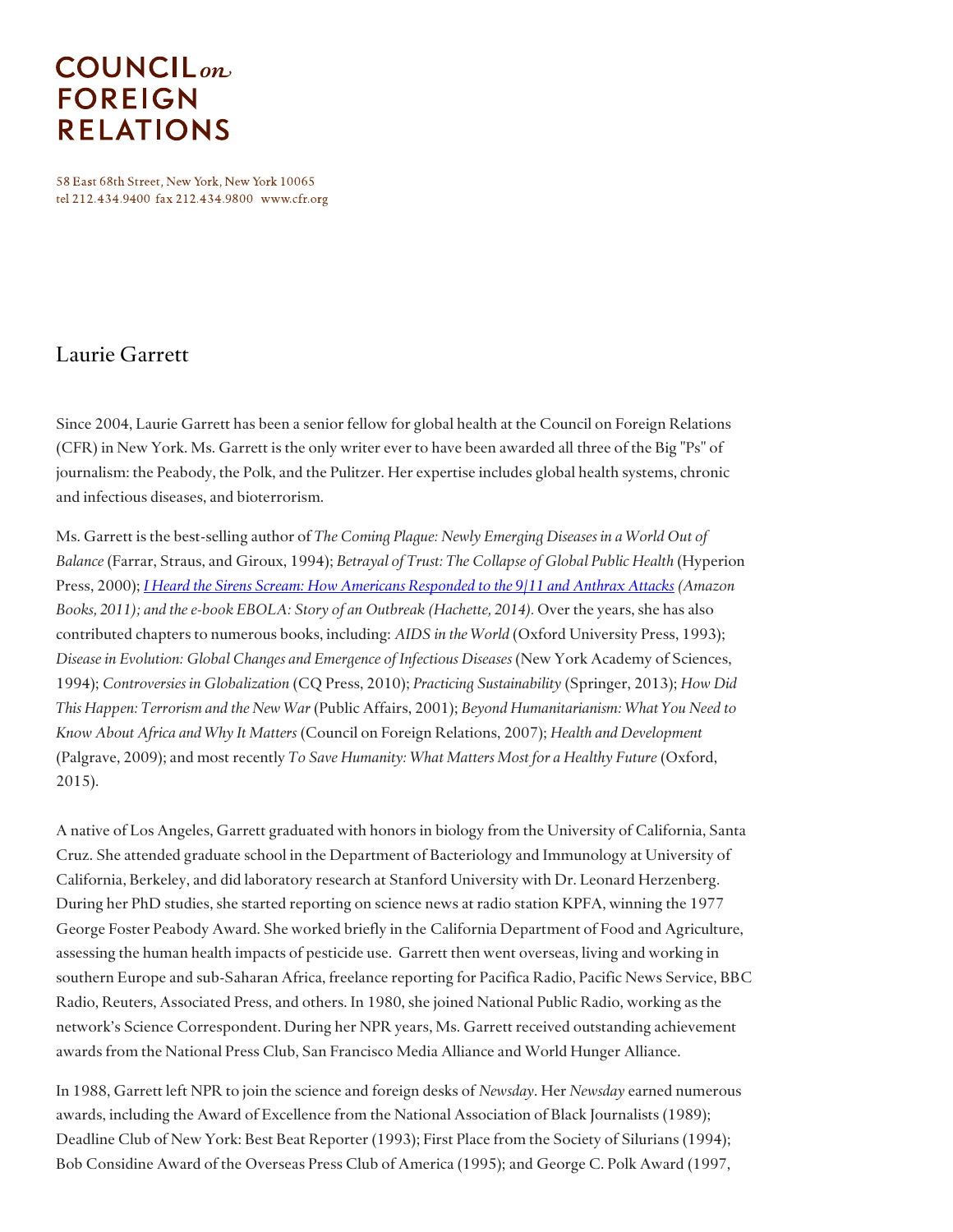# COUNCIL *on* FOREIGN RELATIONS

58 East 68th Street, New York, New York 10065
tel 212.434.9400 fax 212.434.9800 www.cfr.org

## Laurie Garrett

Since 2004, Laurie Garrett has been a senior fellow for global health at the Council on Foreign Relations (CFR) in New York. Ms. Garrett is the only writer ever to have been awarded all three of the Big "Ps" of journalism: the Peabody, the Polk, and the Pulitzer. Her expertise includes global health systems, chronic and infectious diseases, and bioterrorism.

Ms. Garrett is the best-selling author of *The Coming Plague: Newly Emerging Diseases in a World Out of Balance* (Farrar, Straus, and Giroux, 1994); *Betrayal of Trust: The Collapse of Global Public Health* (Hyperion Press, 2000); *I Heard the Sirens Scream: How Americans Responded to the 9/11 and Anthrax Attacks (Amazon Books, 2011); and the e-book EBOLA: Story of an Outbreak (Hachette, 2014).* Over the years, she has also contributed chapters to numerous books, including: *AIDS in the World* (Oxford University Press, 1993); *Disease in Evolution: Global Changes and Emergence of Infectious Diseases* (New York Academy of Sciences, 1994); *Controversies in Globalization* (CQ Press, 2010); *Practicing Sustainability* (Springer, 2013); *How Did This Happen: Terrorism and the New War* (Public Affairs, 2001); *Beyond Humanitarianism: What You Need to Know About Africa and Why It Matters* (Council on Foreign Relations, 2007); *Health and Development* (Palgrave, 2009); and most recently *To Save Humanity: What Matters Most for a Healthy Future* (Oxford, 2015).

A native of Los Angeles, Garrett graduated with honors in biology from the University of California, Santa Cruz. She attended graduate school in the Department of Bacteriology and Immunology at University of California, Berkeley, and did laboratory research at Stanford University with Dr. Leonard Herzenberg. During her PhD studies, she started reporting on science news at radio station KPFA, winning the 1977 George Foster Peabody Award. She worked briefly in the California Department of Food and Agriculture, assessing the human health impacts of pesticide use. Garrett then went overseas, living and working in southern Europe and sub-Saharan Africa, freelance reporting for Pacifica Radio, Pacific News Service, BBC Radio, Reuters, Associated Press, and others. In 1980, she joined National Public Radio, working as the network's Science Correspondent. During her NPR years, Ms. Garrett received outstanding achievement awards from the National Press Club, San Francisco Media Alliance and World Hunger Alliance.

In 1988, Garrett left NPR to join the science and foreign desks of *Newsday*. Her *Newsday* earned numerous awards, including the Award of Excellence from the National Association of Black Journalists (1989); Deadline Club of New York: Best Beat Reporter (1993); First Place from the Society of Silurians (1994); Bob Considine Award of the Overseas Press Club of America (1995); and George C. Polk Award (1997,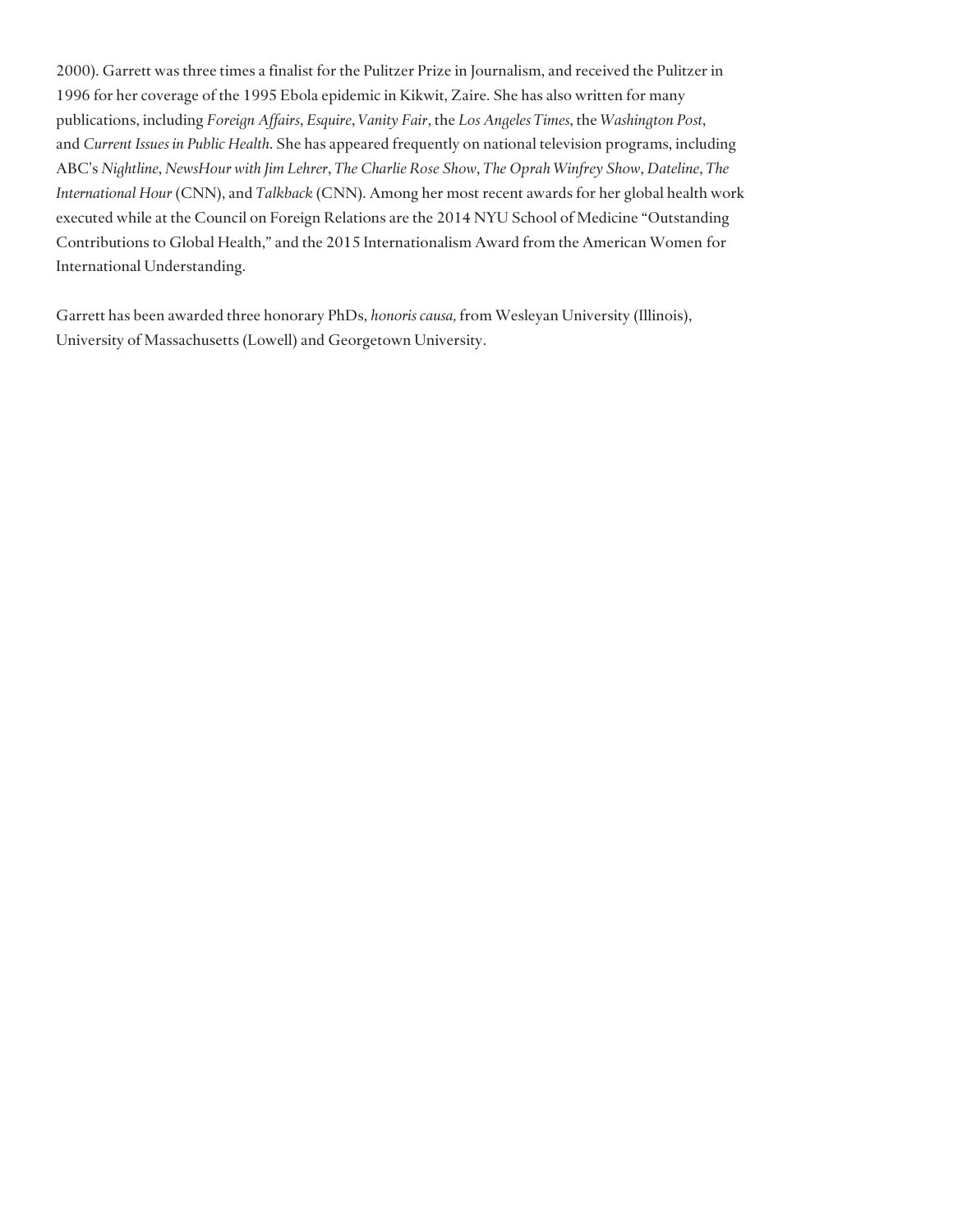2000). Garrett was three times a finalist for the Pulitzer Prize in Journalism, and received the Pulitzer in 1996 for her coverage of the 1995 Ebola epidemic in Kikwit, Zaire. She has also written for many publications, including *Foreign Affairs*, *Esquire*, *Vanity Fair*, the *Los Angeles Times*, the *Washington Post*, and *Current Issues in Public Health*. She has appeared frequently on national television programs, including ABC's *Nightline*, *NewsHour with Jim Lehrer*, *The Charlie Rose Show*, *The Oprah Winfrey Show*, *Dateline*, *The International Hour* (CNN), and *Talkback* (CNN). Among her most recent awards for her global health work executed while at the Council on Foreign Relations are the 2014 NYU School of Medicine "Outstanding Contributions to Global Health," and the 2015 Internationalism Award from the American Women for International Understanding.

Garrett has been awarded three honorary PhDs, *honoris causa,* from Wesleyan University (Illinois), University of Massachusetts (Lowell) and Georgetown University.